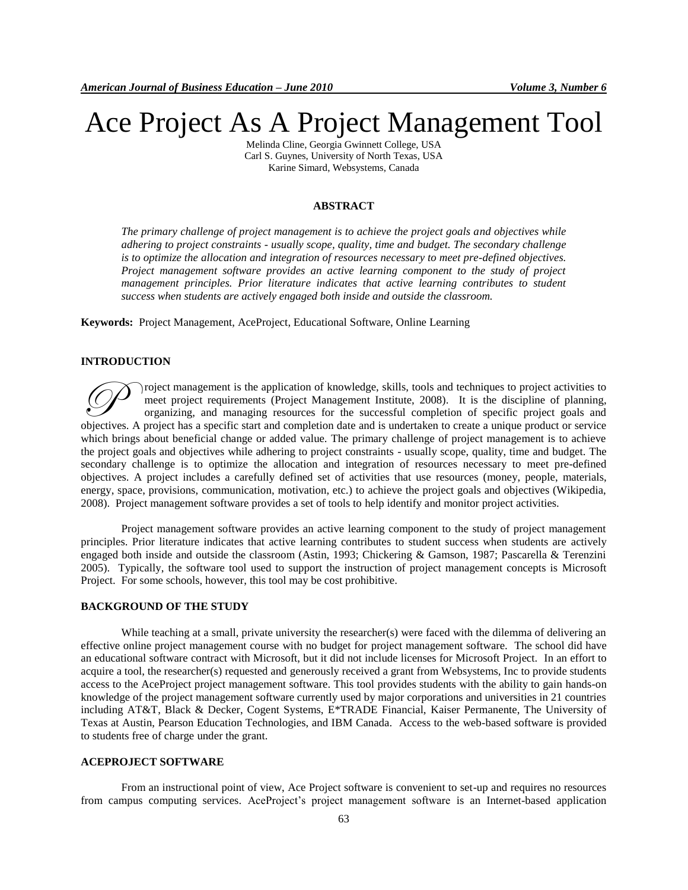# Ace Project As A Project Management Tool

Melinda Cline, Georgia Gwinnett College, USA
Carl S. Guynes, University of North Texas, USA
Karine Simard, Websystems, Canada

## ABSTRACT

*The primary challenge of project management is to achieve the project goals and objectives while adhering to project constraints - usually scope, quality, time and budget. The secondary challenge is to optimize the allocation and integration of resources necessary to meet pre-defined objectives. Project management software provides an active learning component to the study of project management principles. Prior literature indicates that active learning contributes to student success when students are actively engaged both inside and outside the classroom.*

**Keywords:** Project Management, AceProject, Educational Software, Online Learning

## INTRODUCTION

Project management is the application of knowledge, skills, tools and techniques to project activities to meet project requirements (Project Management Institute, 2008). It is the discipline of planning, organizing, and managing resources for the successful completion of specific project goals and objectives. A project has a specific start and completion date and is undertaken to create a unique product or service which brings about beneficial change or added value. The primary challenge of project management is to achieve the project goals and objectives while adhering to project constraints - usually scope, quality, time and budget. The secondary challenge is to optimize the allocation and integration of resources necessary to meet pre-defined objectives. A project includes a carefully defined set of activities that use resources (money, people, materials, energy, space, provisions, communication, motivation, etc.) to achieve the project goals and objectives (Wikipedia, 2008). Project management software provides a set of tools to help identify and monitor project activities.

Project management software provides an active learning component to the study of project management principles. Prior literature indicates that active learning contributes to student success when students are actively engaged both inside and outside the classroom (Astin, 1993; Chickering & Gamson, 1987; Pascarella & Terenzini 2005). Typically, the software tool used to support the instruction of project management concepts is Microsoft Project. For some schools, however, this tool may be cost prohibitive.

## BACKGROUND OF THE STUDY

While teaching at a small, private university the researcher(s) were faced with the dilemma of delivering an effective online project management course with no budget for project management software. The school did have an educational software contract with Microsoft, but it did not include licenses for Microsoft Project. In an effort to acquire a tool, the researcher(s) requested and generously received a grant from Websystems, Inc to provide students access to the AceProject project management software. This tool provides students with the ability to gain hands-on knowledge of the project management software currently used by major corporations and universities in 21 countries including AT&T, Black & Decker, Cogent Systems, E*TRADE Financial, Kaiser Permanente, The University of Texas at Austin, Pearson Education Technologies, and IBM Canada. Access to the web-based software is provided to students free of charge under the grant.

## ACEPROJECT SOFTWARE

From an instructional point of view, Ace Project software is convenient to set-up and requires no resources from campus computing services. AceProject's project management software is an Internet-based application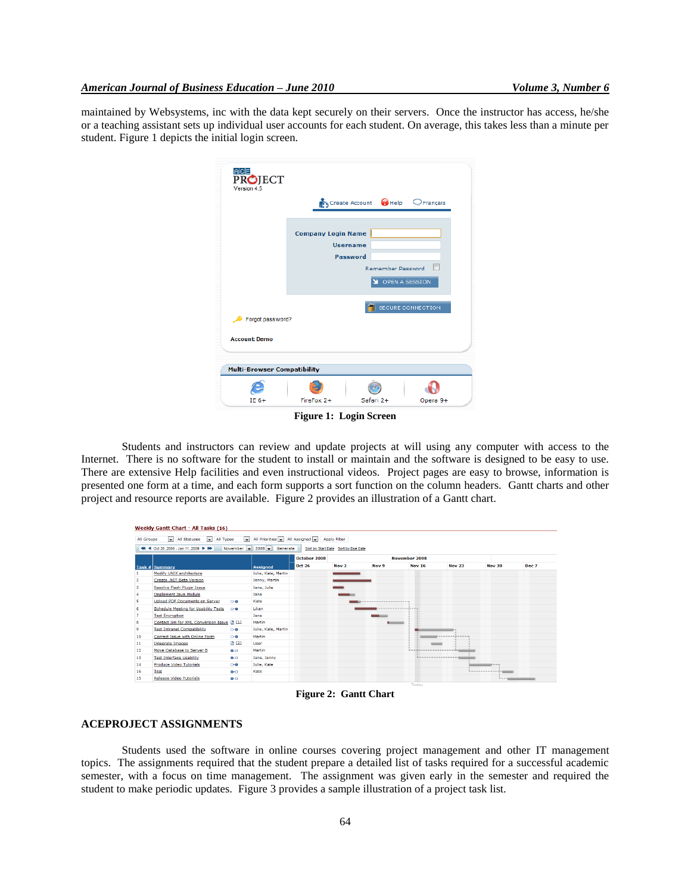maintained by Websystems, inc with the data kept securely on their servers. Once the instructor has access, he/she or a teaching assistant sets up individual user accounts for each student. On average, this takes less than a minute per student. Figure 1 depicts the initial login screen.

**Figure 1: Login Screen**

Students and instructors can review and update projects at will using any computer with access to the Internet. There is no software for the student to install or maintain and the software is designed to be easy to use. There are extensive Help facilities and even instructional videos. Project pages are easy to browse, information is presented one form at a time, and each form supports a sort function on the column headers. Gantt charts and other project and resource reports are available. Figure 2 provides an illustration of a Gantt chart.

**Figure 2: Gantt Chart**

## ACEPROJECT ASSIGNMENTS

Students used the software in online courses covering project management and other IT management topics. The assignments required that the student prepare a detailed list of tasks required for a successful academic semester, with a focus on time management. The assignment was given early in the semester and required the student to make periodic updates. Figure 3 provides a sample illustration of a project task list.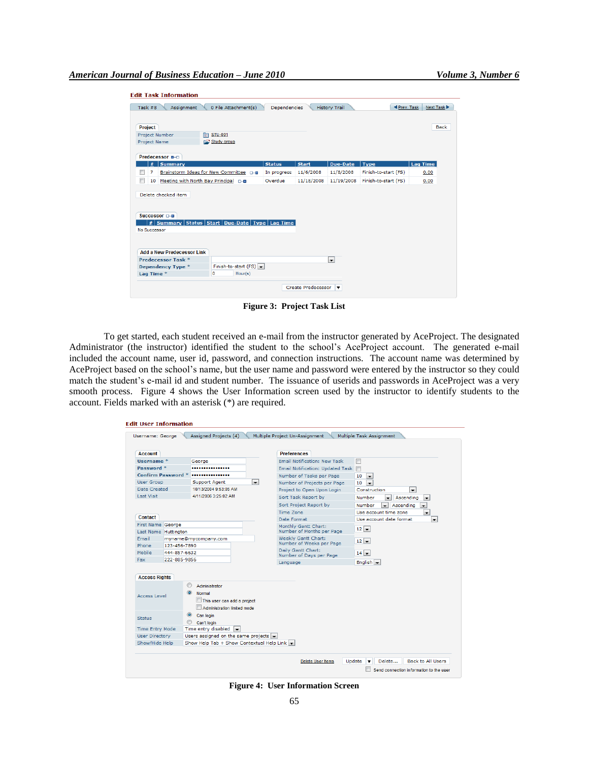Figure 3: Project Task List

To get started, each student received an e-mail from the instructor generated by AceProject. The designated Administrator (the instructor) identified the student to the school's AceProject account. The generated e-mail included the account name, user id, password, and connection instructions. The account name was determined by AceProject based on the school's name, but the user name and password were entered by the instructor so they could match the student's e-mail id and student number. The issuance of userids and passwords in AceProject was a very smooth process. Figure 4 shows the User Information screen used by the instructor to identify students to the account. Fields marked with an asterisk (*) are required.

Figure 4: User Information Screen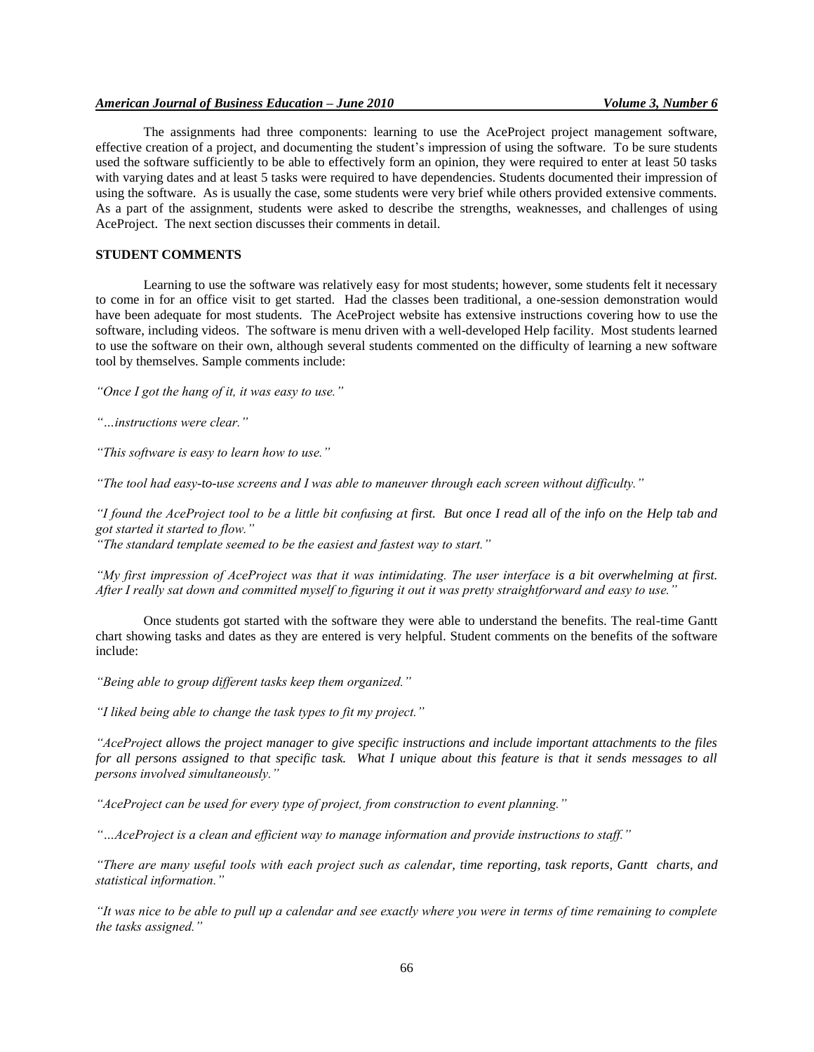The assignments had three components: learning to use the AceProject project management software, effective creation of a project, and documenting the student's impression of using the software. To be sure students used the software sufficiently to be able to effectively form an opinion, they were required to enter at least 50 tasks with varying dates and at least 5 tasks were required to have dependencies. Students documented their impression of using the software. As is usually the case, some students were very brief while others provided extensive comments. As a part of the assignment, students were asked to describe the strengths, weaknesses, and challenges of using AceProject. The next section discusses their comments in detail.

## STUDENT COMMENTS

Learning to use the software was relatively easy for most students; however, some students felt it necessary to come in for an office visit to get started. Had the classes been traditional, a one-session demonstration would have been adequate for most students. The AceProject website has extensive instructions covering how to use the software, including videos. The software is menu driven with a well-developed Help facility. Most students learned to use the software on their own, although several students commented on the difficulty of learning a new software tool by themselves. Sample comments include:

*"Once I got the hang of it, it was easy to use."*

*"…instructions were clear."*

*"This software is easy to learn how to use."*

*"The tool had easy-to-use screens and I was able to maneuver through each screen without difficulty."*

*"I found the AceProject tool to be a little bit confusing at first. But once I read all of the info on the Help tab and got started it started to flow."*

*"The standard template seemed to be the easiest and fastest way to start."*

*"My first impression of AceProject was that it was intimidating. The user interface is a bit overwhelming at first. After I really sat down and committed myself to figuring it out it was pretty straightforward and easy to use."*

Once students got started with the software they were able to understand the benefits. The real-time Gantt chart showing tasks and dates as they are entered is very helpful. Student comments on the benefits of the software include:

*"Being able to group different tasks keep them organized."*

*"I liked being able to change the task types to fit my project."*

*"AceProject allows the project manager to give specific instructions and include important attachments to the files for all persons assigned to that specific task. What I unique about this feature is that it sends messages to all persons involved simultaneously."*

*"AceProject can be used for every type of project, from construction to event planning."*

*"…AceProject is a clean and efficient way to manage information and provide instructions to staff."*

*"There are many useful tools with each project such as calendar, time reporting, task reports, Gantt charts, and statistical information."*

*"It was nice to be able to pull up a calendar and see exactly where you were in terms of time remaining to complete the tasks assigned."*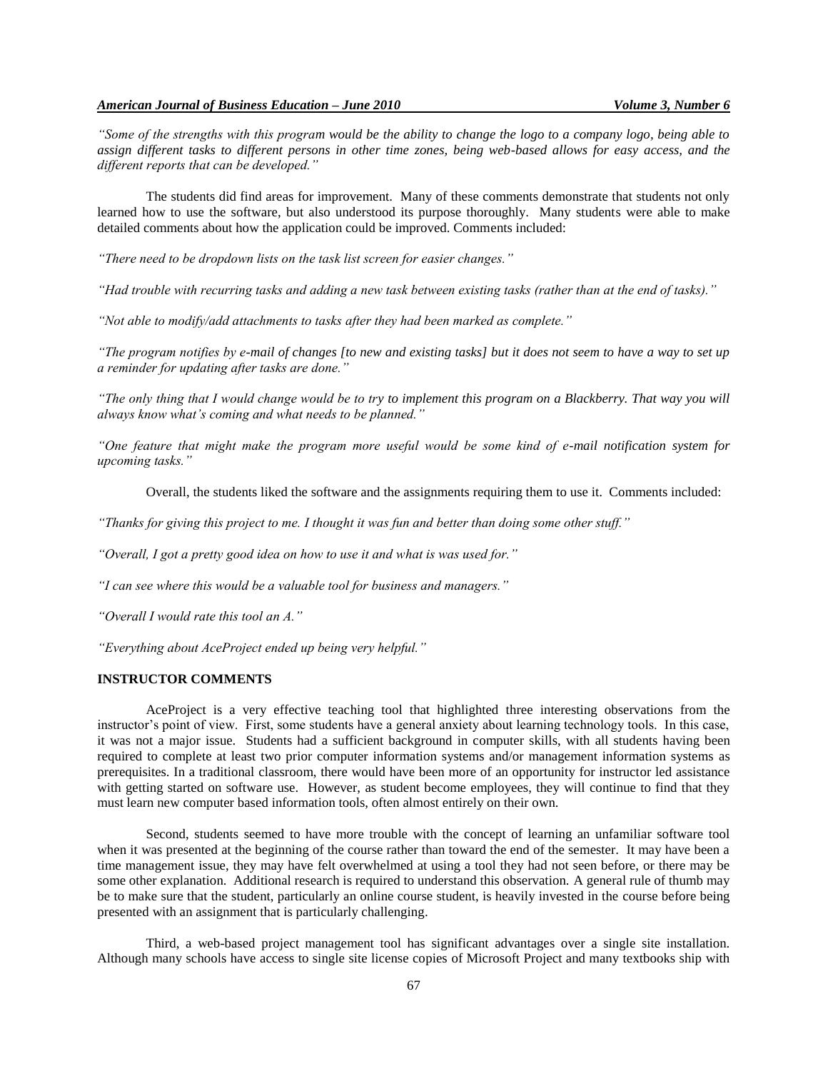*"Some of the strengths with this program would be the ability to change the logo to a company logo, being able to assign different tasks to different persons in other time zones, being web-based allows for easy access, and the different reports that can be developed."*

The students did find areas for improvement. Many of these comments demonstrate that students not only learned how to use the software, but also understood its purpose thoroughly. Many students were able to make detailed comments about how the application could be improved. Comments included:

*"There need to be dropdown lists on the task list screen for easier changes."*

*"Had trouble with recurring tasks and adding a new task between existing tasks (rather than at the end of tasks)."*

*"Not able to modify/add attachments to tasks after they had been marked as complete."*

*"The program notifies by e-mail of changes [to new and existing tasks] but it does not seem to have a way to set up a reminder for updating after tasks are done."*

*"The only thing that I would change would be to try to implement this program on a Blackberry. That way you will always know what's coming and what needs to be planned."*

*"One feature that might make the program more useful would be some kind of e-mail notification system for upcoming tasks."*

Overall, the students liked the software and the assignments requiring them to use it. Comments included:

*"Thanks for giving this project to me. I thought it was fun and better than doing some other stuff."*

*"Overall, I got a pretty good idea on how to use it and what is was used for."*

*"I can see where this would be a valuable tool for business and managers."*

*"Overall I would rate this tool an A."*

*"Everything about AceProject ended up being very helpful."*

## INSTRUCTOR COMMENTS

AceProject is a very effective teaching tool that highlighted three interesting observations from the instructor's point of view. First, some students have a general anxiety about learning technology tools. In this case, it was not a major issue. Students had a sufficient background in computer skills, with all students having been required to complete at least two prior computer information systems and/or management information systems as prerequisites. In a traditional classroom, there would have been more of an opportunity for instructor led assistance with getting started on software use. However, as student become employees, they will continue to find that they must learn new computer based information tools, often almost entirely on their own.

Second, students seemed to have more trouble with the concept of learning an unfamiliar software tool when it was presented at the beginning of the course rather than toward the end of the semester. It may have been a time management issue, they may have felt overwhelmed at using a tool they had not seen before, or there may be some other explanation. Additional research is required to understand this observation. A general rule of thumb may be to make sure that the student, particularly an online course student, is heavily invested in the course before being presented with an assignment that is particularly challenging.

Third, a web-based project management tool has significant advantages over a single site installation. Although many schools have access to single site license copies of Microsoft Project and many textbooks ship with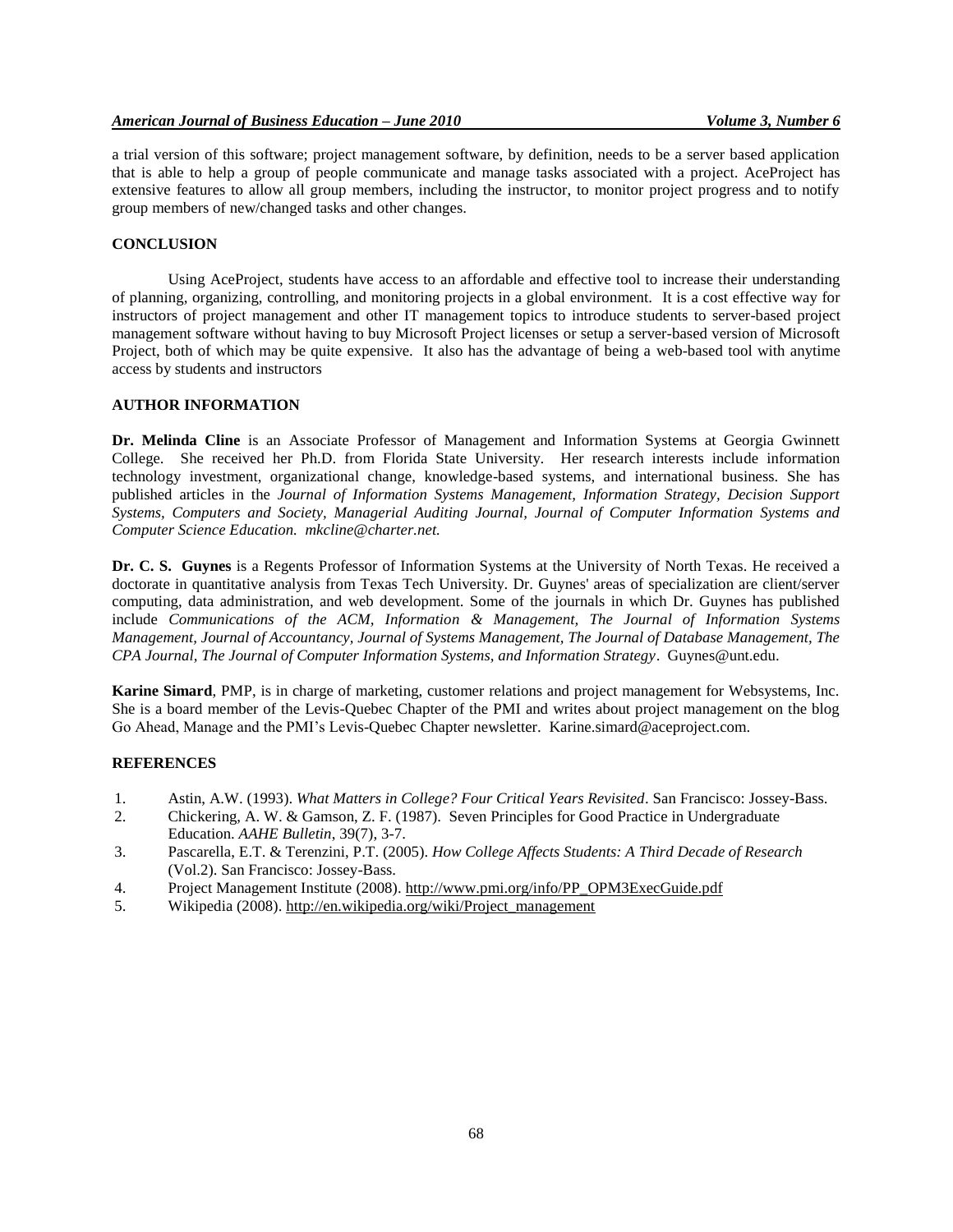a trial version of this software; project management software, by definition, needs to be a server based application that is able to help a group of people communicate and manage tasks associated with a project. AceProject has extensive features to allow all group members, including the instructor, to monitor project progress and to notify group members of new/changed tasks and other changes.

## CONCLUSION

Using AceProject, students have access to an affordable and effective tool to increase their understanding of planning, organizing, controlling, and monitoring projects in a global environment. It is a cost effective way for instructors of project management and other IT management topics to introduce students to server-based project management software without having to buy Microsoft Project licenses or setup a server-based version of Microsoft Project, both of which may be quite expensive. It also has the advantage of being a web-based tool with anytime access by students and instructors

## AUTHOR INFORMATION

**Dr. Melinda Cline** is an Associate Professor of Management and Information Systems at Georgia Gwinnett College. She received her Ph.D. from Florida State University. Her research interests include information technology investment, organizational change, knowledge-based systems, and international business. She has published articles in the *Journal of Information Systems Management, Information Strategy, Decision Support Systems, Computers and Society, Managerial Auditing Journal, Journal of Computer Information Systems and Computer Science Education. mkcline@charter.net.*

**Dr. C. S. Guynes** is a Regents Professor of Information Systems at the University of North Texas. He received a doctorate in quantitative analysis from Texas Tech University. Dr. Guynes' areas of specialization are client/server computing, data administration, and web development. Some of the journals in which Dr. Guynes has published include *Communications of the ACM, Information & Management, The Journal of Information Systems Management, Journal of Accountancy, Journal of Systems Management, The Journal of Database Management, The CPA Journal, The Journal of Computer Information Systems, and Information Strategy*. Guynes@unt.edu.

**Karine Simard**, PMP, is in charge of marketing, customer relations and project management for Websystems, Inc. She is a board member of the Levis-Quebec Chapter of the PMI and writes about project management on the blog Go Ahead, Manage and the PMI's Levis-Quebec Chapter newsletter. Karine.simard@aceproject.com.

## REFERENCES

1. Astin, A.W. (1993). *What Matters in College? Four Critical Years Revisited*. San Francisco: Jossey-Bass.
2. Chickering, A. W. & Gamson, Z. F. (1987). Seven Principles for Good Practice in Undergraduate Education. *AAHE Bulletin*, 39(7), 3-7.
3. Pascarella, E.T. & Terenzini, P.T. (2005). *How College Affects Students: A Third Decade of Research* (Vol.2). San Francisco: Jossey-Bass.
4. Project Management Institute (2008). http://www.pmi.org/info/PP_OPM3ExecGuide.pdf
5. Wikipedia (2008). http://en.wikipedia.org/wiki/Project_management